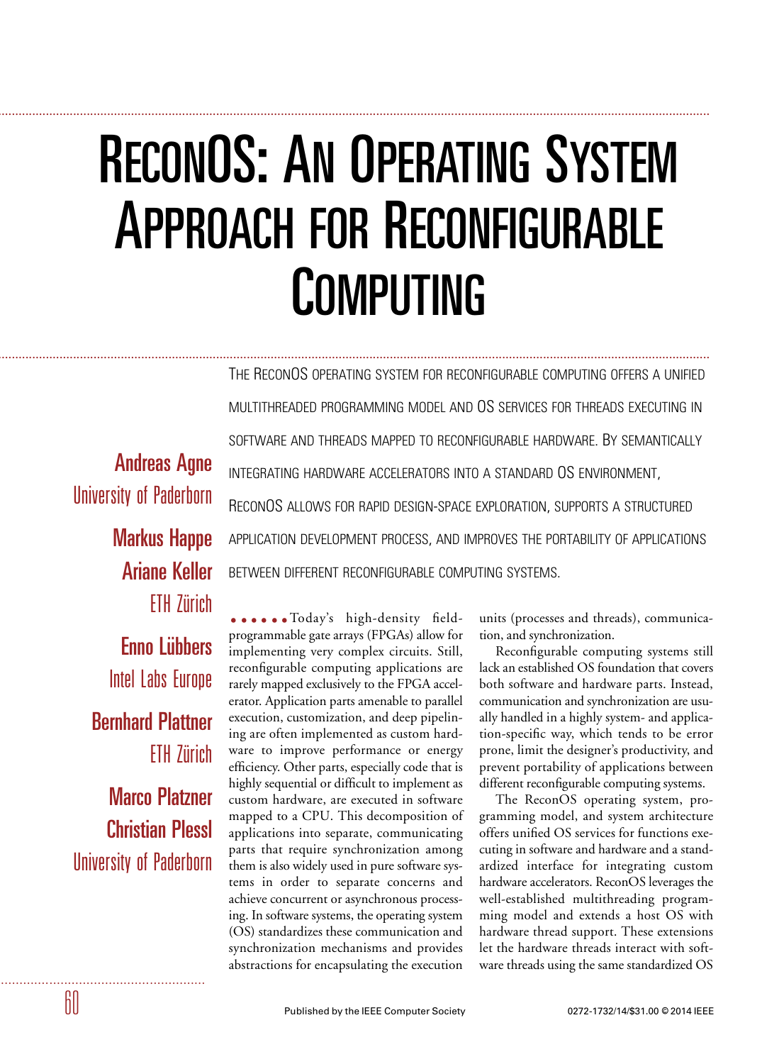# ReconOS: An Operating System Approach for Reconfigurable Computing

Andreas Agne
University of Paderborn

Markus Happe
Ariane Keller
ETH Zürich

Enno Lübbers
Intel Labs Europe

Bernhard Plattner
ETH Zürich

Marco Platzner
Christian Plessl
University of Paderborn

THE RECONOS OPERATING SYSTEM FOR RECONFIGURABLE COMPUTING OFFERS A UNIFIED MULTITHREADED PROGRAMMING MODEL AND OS SERVICES FOR THREADS EXECUTING IN SOFTWARE AND THREADS MAPPED TO RECONFIGURABLE HARDWARE. BY SEMANTICALLY INTEGRATING HARDWARE ACCELERATORS INTO A STANDARD OS ENVIRONMENT, RECONOS ALLOWS FOR RAPID DESIGN-SPACE EXPLORATION, SUPPORTS A STRUCTURED APPLICATION DEVELOPMENT PROCESS, AND IMPROVES THE PORTABILITY OF APPLICATIONS BETWEEN DIFFERENT RECONFIGURABLE COMPUTING SYSTEMS.

Today's high-density field-programmable gate arrays (FPGAs) allow for implementing very complex circuits. Still, reconfigurable computing applications are rarely mapped exclusively to the FPGA accelerator. Application parts amenable to parallel execution, customization, and deep pipelining are often implemented as custom hardware to improve performance or energy efficiency. Other parts, especially code that is highly sequential or difficult to implement as custom hardware, are executed in software mapped to a CPU. This decomposition of applications into separate, communicating parts that require synchronization among them is also widely used in pure software systems in order to separate concerns and achieve concurrent or asynchronous processing. In software systems, the operating system (OS) standardizes these communication and synchronization mechanisms and provides abstractions for encapsulating the execution units (processes and threads), communication, and synchronization.

Reconfigurable computing systems still lack an established OS foundation that covers both software and hardware parts. Instead, communication and synchronization are usually handled in a highly system- and application-specific way, which tends to be error prone, limit the designer's productivity, and prevent portability of applications between different reconfigurable computing systems.

The ReconOS operating system, programming model, and system architecture offers unified OS services for functions executing in software and hardware and a standardized interface for integrating custom hardware accelerators. ReconOS leverages the well-established multithreading programming model and extends a host OS with hardware thread support. These extensions let the hardware threads interact with software threads using the same standardized OS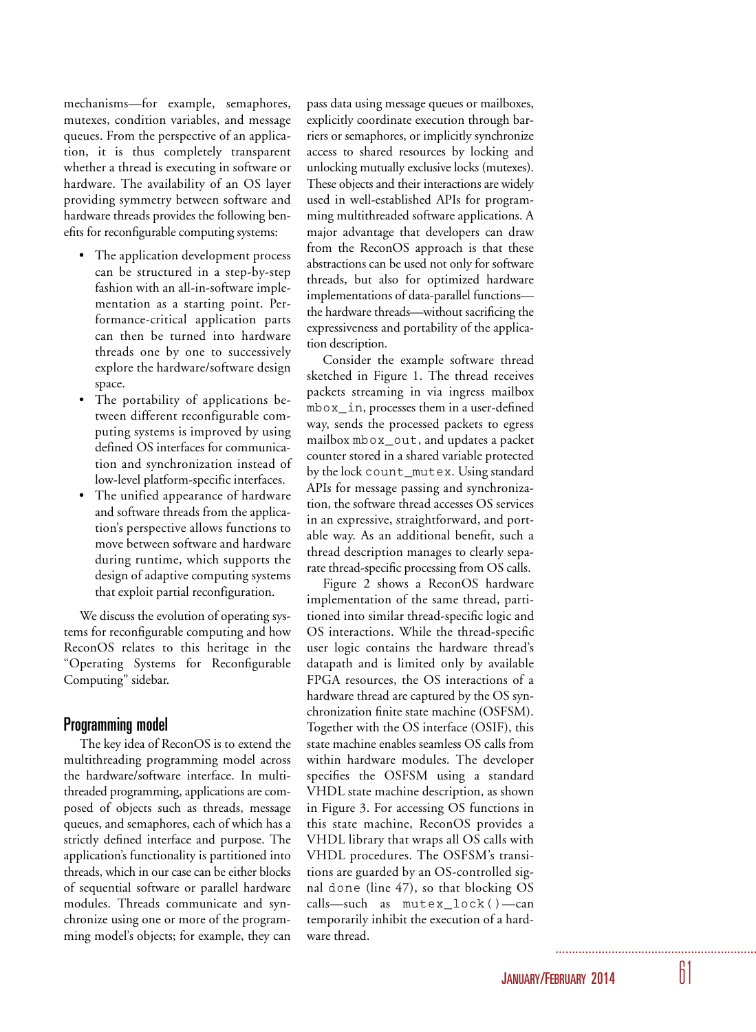mechanisms—for example, semaphores, mutexes, condition variables, and message queues. From the perspective of an application, it is thus completely transparent whether a thread is executing in software or hardware. The availability of an OS layer providing symmetry between software and hardware threads provides the following benefits for reconfigurable computing systems:

- The application development process can be structured in a step-by-step fashion with an all-in-software implementation as a starting point. Performance-critical application parts can then be turned into hardware threads one by one to successively explore the hardware/software design space.
- The portability of applications between different reconfigurable computing systems is improved by using defined OS interfaces for communication and synchronization instead of low-level platform-specific interfaces.
- The unified appearance of hardware and software threads from the application's perspective allows functions to move between software and hardware during runtime, which supports the design of adaptive computing systems that exploit partial reconfiguration.

We discuss the evolution of operating systems for reconfigurable computing and how ReconOS relates to this heritage in the "Operating Systems for Reconfigurable Computing" sidebar.

## Programming model

The key idea of ReconOS is to extend the multithreading programming model across the hardware/software interface. In multithreaded programming, applications are composed of objects such as threads, message queues, and semaphores, each of which has a strictly defined interface and purpose. The application's functionality is partitioned into threads, which in our case can be either blocks of sequential software or parallel hardware modules. Threads communicate and synchronize using one or more of the programming model's objects; for example, they can pass data using message queues or mailboxes, explicitly coordinate execution through barriers or semaphores, or implicitly synchronize access to shared resources by locking and unlocking mutually exclusive locks (mutexes). These objects and their interactions are widely used in well-established APIs for programming multithreaded software applications. A major advantage that developers can draw from the ReconOS approach is that these abstractions can be used not only for software threads, but also for optimized hardware implementations of data-parallel functions—the hardware threads—without sacrificing the expressiveness and portability of the application description.

Consider the example software thread sketched in Figure 1. The thread receives packets streaming in via ingress mailbox `mbox_in`, processes them in a user-defined way, sends the processed packets to egress mailbox `mbox_out`, and updates a packet counter stored in a shared variable protected by the lock `count_mutex`. Using standard APIs for message passing and synchronization, the software thread accesses OS services in an expressive, straightforward, and portable way. As an additional benefit, such a thread description manages to clearly separate thread-specific processing from OS calls.

Figure 2 shows a ReconOS hardware implementation of the same thread, partitioned into similar thread-specific logic and OS interactions. While the thread-specific user logic contains the hardware thread's datapath and is limited only by available FPGA resources, the OS interactions of a hardware thread are captured by the OS synchronization finite state machine (OSFSM). Together with the OS interface (OSIF), this state machine enables seamless OS calls from within hardware modules. The developer specifies the OSFSM using a standard VHDL state machine description, as shown in Figure 3. For accessing OS functions in this state machine, ReconOS provides a VHDL library that wraps all OS calls with VHDL procedures. The OSFSM's transitions are guarded by an OS-controlled signal `done` (line 47), so that blocking OS calls—such as `mutex_lock()`—can temporarily inhibit the execution of a hardware thread.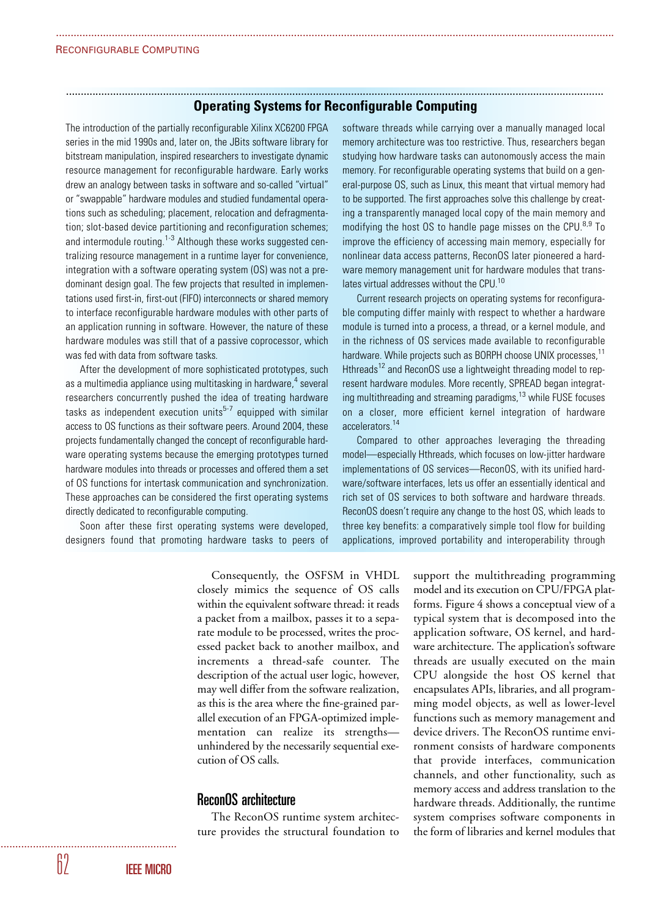## Operating Systems for Reconfigurable Computing

The introduction of the partially reconfigurable Xilinx XC6200 FPGA series in the mid 1990s and, later on, the JBits software library for bitstream manipulation, inspired researchers to investigate dynamic resource management for reconfigurable hardware. Early works drew an analogy between tasks in software and so-called "virtual" or "swappable" hardware modules and studied fundamental operations such as scheduling; placement, relocation and defragmentation; slot-based device partitioning and reconfiguration schemes; and intermodule routing.[1-3] Although these works suggested centralizing resource management in a runtime layer for convenience, integration with a software operating system (OS) was not a predominant design goal. The few projects that resulted in implementations used first-in, first-out (FIFO) interconnects or shared memory to interface reconfigurable hardware modules with other parts of an application running in software. However, the nature of these hardware modules was still that of a passive coprocessor, which was fed with data from software tasks.

After the development of more sophisticated prototypes, such as a multimedia appliance using multitasking in hardware,[4] several researchers concurrently pushed the idea of treating hardware tasks as independent execution units[5-7] equipped with similar access to OS functions as their software peers. Around 2004, these projects fundamentally changed the concept of reconfigurable hardware operating systems because the emerging prototypes turned hardware modules into threads or processes and offered them a set of OS functions for intertask communication and synchronization. These approaches can be considered the first operating systems directly dedicated to reconfigurable computing.

Soon after these first operating systems were developed, designers found that promoting hardware tasks to peers of software threads while carrying over a manually managed local memory architecture was too restrictive. Thus, researchers began studying how hardware tasks can autonomously access the main memory. For reconfigurable operating systems that build on a general-purpose OS, such as Linux, this meant that virtual memory had to be supported. The first approaches solve this challenge by creating a transparently managed local copy of the main memory and modifying the host OS to handle page misses on the CPU.[8,9] To improve the efficiency of accessing main memory, especially for nonlinear data access patterns, ReconOS later pioneered a hardware memory management unit for hardware modules that translates virtual addresses without the CPU.[10]

Current research projects on operating systems for reconfigurable computing differ mainly with respect to whether a hardware module is turned into a process, a thread, or a kernel module, and in the richness of OS services made available to reconfigurable hardware. While projects such as BORPH choose UNIX processes,[11] Hthreads[12] and ReconOS use a lightweight threading model to represent hardware modules. More recently, SPREAD began integrating multithreading and streaming paradigms,[13] while FUSE focuses on a closer, more efficient kernel integration of hardware accelerators.[14]

Compared to other approaches leveraging the threading model—especially Hthreads, which focuses on low-jitter hardware implementations of OS services—ReconOS, with its unified hardware/software interfaces, lets us offer an essentially identical and rich set of OS services to both software and hardware threads. ReconOS doesn't require any change to the host OS, which leads to three key benefits: a comparatively simple tool flow for building applications, improved portability and interoperability through

Consequently, the OSFSM in VHDL closely mimics the sequence of OS calls within the equivalent software thread: it reads a packet from a mailbox, passes it to a separate module to be processed, writes the processed packet back to another mailbox, and increments a thread-safe counter. The description of the actual user logic, however, may well differ from the software realization, as this is the area where the fine-grained parallel execution of an FPGA-optimized implementation can realize its strengths—unhindered by the necessarily sequential execution of OS calls.

### ReconOS architecture

The ReconOS runtime system architecture provides the structural foundation to support the multithreading programming model and its execution on CPU/FPGA platforms. Figure 4 shows a conceptual view of a typical system that is decomposed into the application software, OS kernel, and hardware architecture. The application's software threads are usually executed on the main CPU alongside the host OS kernel that encapsulates APIs, libraries, and all programming model objects, as well as lower-level functions such as memory management and device drivers. The ReconOS runtime environment consists of hardware components that provide interfaces, communication channels, and other functionality, such as memory access and address translation to the hardware threads. Additionally, the runtime system comprises software components in the form of libraries and kernel modules that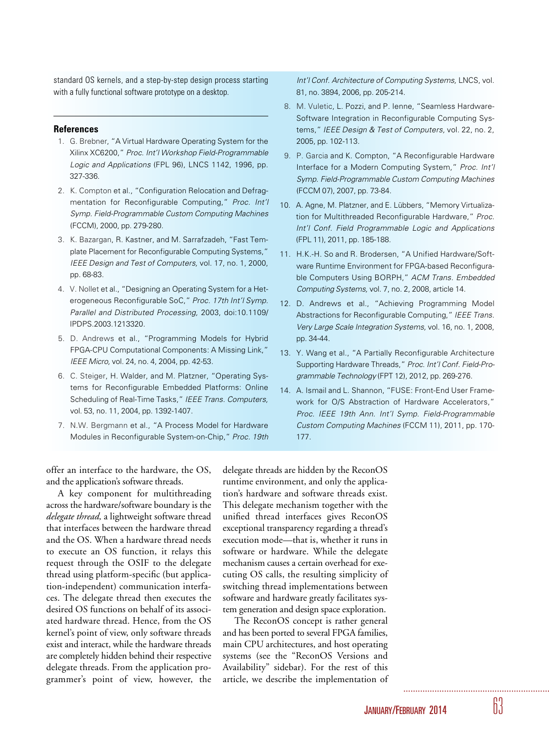standard OS kernels, and a step-by-step design process starting with a fully functional software prototype on a desktop.

### References

1. G. Brebner, "A Virtual Hardware Operating System for the Xilinx XC6200," *Proc. Int'l Workshop Field-Programmable Logic and Applications* (FPL 96), LNCS 1142, 1996, pp. 327-336.
2. K. Compton et al., "Configuration Relocation and Defragmentation for Reconfigurable Computing," *Proc. Int'l Symp. Field-Programmable Custom Computing Machines* (FCCM), 2000, pp. 279-280.
3. K. Bazargan, R. Kastner, and M. Sarrafzadeh, "Fast Template Placement for Reconfigurable Computing Systems," *IEEE Design and Test of Computers,* vol. 17, no. 1, 2000, pp. 68-83.
4. V. Nollet et al., "Designing an Operating System for a Heterogeneous Reconfigurable SoC," *Proc. 17th Int'l Symp. Parallel and Distributed Processing,* 2003, doi:10.1109/IPDPS.2003.1213320.
5. D. Andrews et al., "Programming Models for Hybrid FPGA-CPU Computational Components: A Missing Link," *IEEE Micro,* vol. 24, no. 4, 2004, pp. 42-53.
6. C. Steiger, H. Walder, and M. Platzner, "Operating Systems for Reconfigurable Embedded Platforms: Online Scheduling of Real-Time Tasks," *IEEE Trans. Computers,* vol. 53, no. 11, 2004, pp. 1392-1407.
7. N.W. Bergmann et al., "A Process Model for Hardware Modules in Reconfigurable System-on-Chip," *Proc. 19th Int'l Conf. Architecture of Computing Systems,* LNCS, vol. 81, no. 3894, 2006, pp. 205-214.
8. M. Vuletic, L. Pozzi, and P. Ienne, "Seamless Hardware-Software Integration in Reconfigurable Computing Systems," *IEEE Design & Test of Computers,* vol. 22, no. 2, 2005, pp. 102-113.
9. P. Garcia and K. Compton, "A Reconfigurable Hardware Interface for a Modern Computing System," *Proc. Int'l Symp. Field-Programmable Custom Computing Machines* (FCCM 07), 2007, pp. 73-84.
10. A. Agne, M. Platzner, and E. Lübbers, "Memory Virtualization for Multithreaded Reconfigurable Hardware," *Proc. Int'l Conf. Field Programmable Logic and Applications* (FPL 11), 2011, pp. 185-188.
11. H.K.-H. So and R. Brodersen, "A Unified Hardware/Software Runtime Environment for FPGA-based Reconfigurable Computers Using BORPH," *ACM Trans. Embedded Computing Systems,* vol. 7, no. 2, 2008, article 14.
12. D. Andrews et al., "Achieving Programming Model Abstractions for Reconfigurable Computing," *IEEE Trans. Very Large Scale Integration Systems,* vol. 16, no. 1, 2008, pp. 34-44.
13. Y. Wang et al., "A Partially Reconfigurable Architecture Supporting Hardware Threads," *Proc. Int'l Conf. Field-Programmable Technology* (FPT 12), 2012, pp. 269-276.
14. A. Ismail and L. Shannon, "FUSE: Front-End User Framework for O/S Abstraction of Hardware Accelerators," *Proc. IEEE 19th Ann. Int'l Symp. Field-Programmable Custom Computing Machines* (FCCM 11), 2011, pp. 170-177.

offer an interface to the hardware, the OS, and the application's software threads.

A key component for multithreading across the hardware/software boundary is the *delegate thread,* a lightweight software thread that interfaces between the hardware thread and the OS. When a hardware thread needs to execute an OS function, it relays this request through the OSIF to the delegate thread using platform-specific (but application-independent) communication interfaces. The delegate thread then executes the desired OS functions on behalf of its associated hardware thread. Hence, from the OS kernel's point of view, only software threads exist and interact, while the hardware threads are completely hidden behind their respective delegate threads. From the application programmer's point of view, however, the delegate threads are hidden by the ReconOS runtime environment, and only the application's hardware and software threads exist. This delegate mechanism together with the unified thread interfaces gives ReconOS exceptional transparency regarding a thread's execution mode—that is, whether it runs in software or hardware. While the delegate mechanism causes a certain overhead for executing OS calls, the resulting simplicity of switching thread implementations between software and hardware greatly facilitates system generation and design space exploration.

The ReconOS concept is rather general and has been ported to several FPGA families, main CPU architectures, and host operating systems (see the "ReconOS Versions and Availability" sidebar). For the rest of this article, we describe the implementation of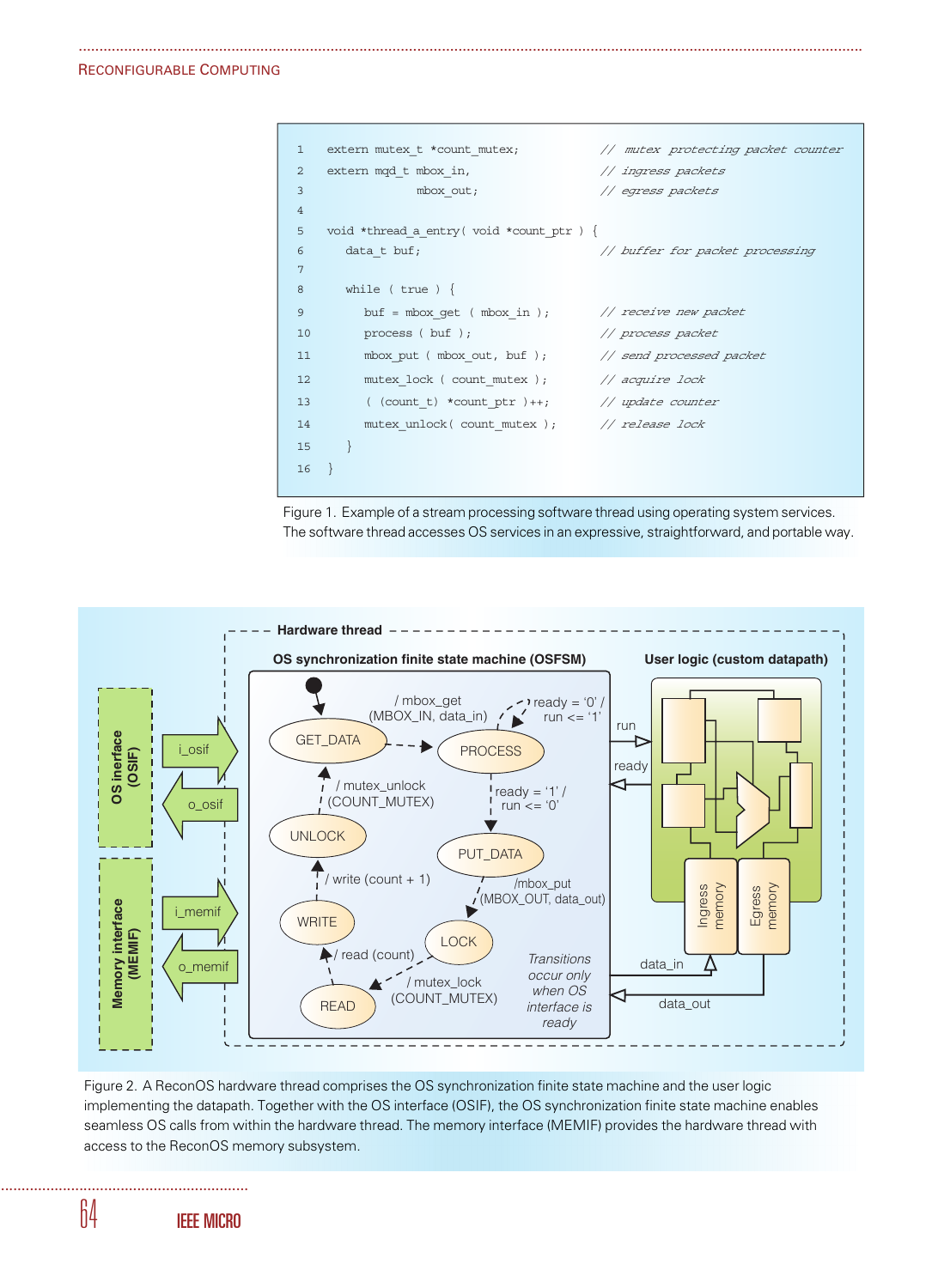```
1   extern mutex_t *count_mutex;            // mutex protecting packet counter
2   extern mqd_t mbox_in,                   // ingress packets
3                mbox_out;                  // egress packets
4
5   void *thread_a_entry( void *count_ptr ) {
6     data_t buf;                           // buffer for packet processing
7
8     while ( true ) {
9       buf = mbox_get ( mbox_in );         // receive new packet
10      process ( buf );                    // process packet
11      mbox_put ( mbox_out, buf );         // send processed packet
12      mutex_lock ( count_mutex );         // acquire lock
13      ( (count_t) *count_ptr )++;         // update counter
14      mutex_unlock( count_mutex );        // release lock
15    }
16  }
```

Figure 1. Example of a stream processing software thread using operating system services. The software thread accesses OS services in an expressive, straightforward, and portable way.

Figure 2. A ReconOS hardware thread comprises the OS synchronization finite state machine and the user logic implementing the datapath. Together with the OS interface (OSIF), the OS synchronization finite state machine enables seamless OS calls from within the hardware thread. The memory interface (MEMIF) provides the hardware thread with access to the ReconOS memory subsystem.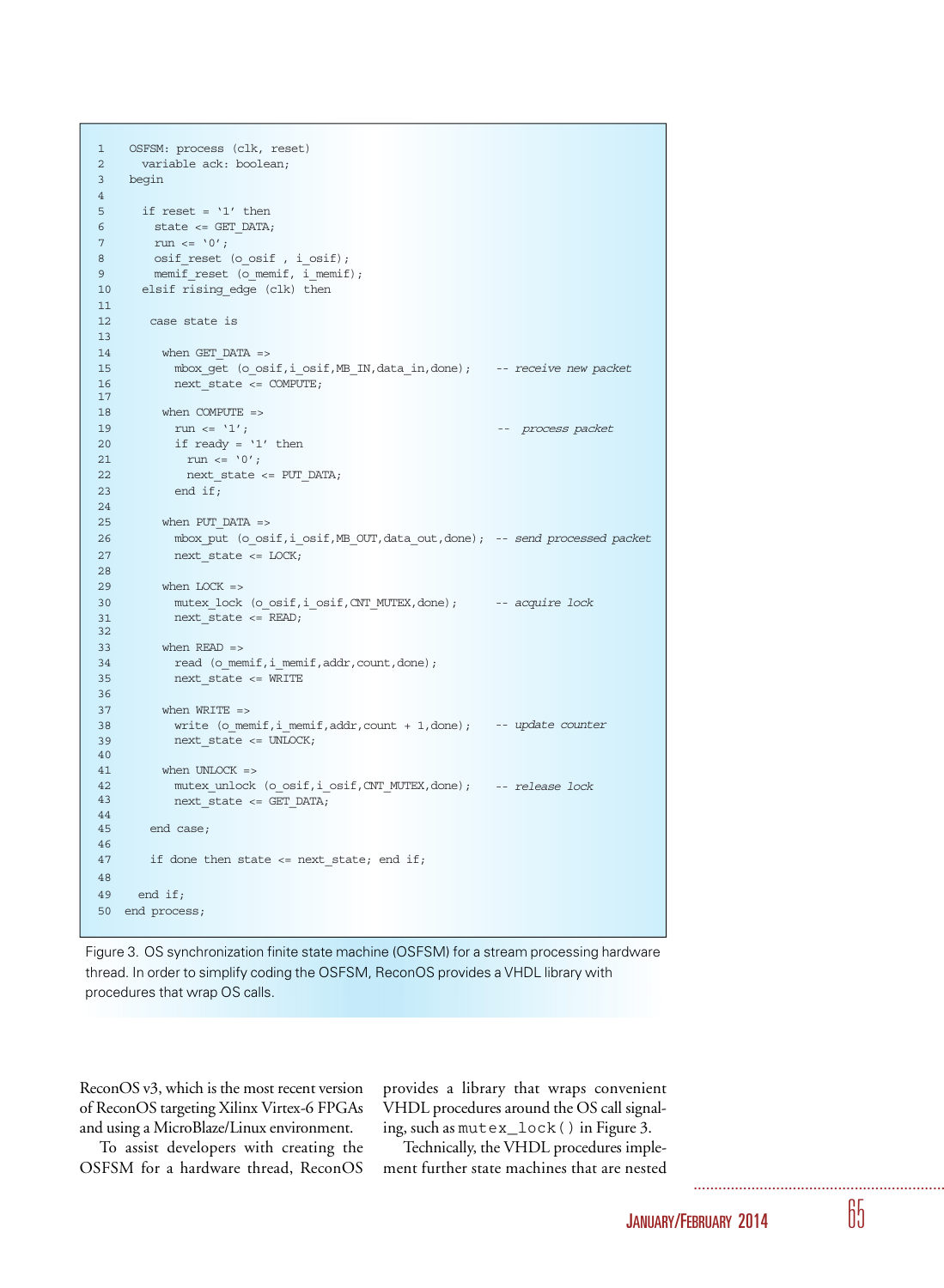```
1   OSFSM: process (clk, reset)
2     variable ack: boolean;
3   begin
4
5     if reset = '1' then
6       state <= GET_DATA;
7       run <= '0';
8       osif_reset (o_osif , i_osif);
9       memif_reset (o_memif, i_memif);
10    elsif rising_edge (clk) then
11
12      case state is
13
14        when GET_DATA =>
15          mbox_get (o_osif,i_osif,MB_IN,data_in,done);    -- receive new packet
16          next_state <= COMPUTE;
17
18        when COMPUTE =>
19          run <= '1';                                     --  process packet
20          if ready = '1' then
21            run <= '0';
22            next_state <= PUT_DATA;
23          end if;
24
25        when PUT_DATA =>
26          mbox_put (o_osif,i_osif,MB_OUT,data_out,done); -- send processed packet
27          next_state <= LOCK;
28
29        when LOCK =>
30          mutex_lock (o_osif,i_osif,CNT_MUTEX,done);      -- acquire lock
31          next_state <= READ;
32
33        when READ =>
34          read (o_memif,i_memif,addr,count,done);
35          next_state <= WRITE
36
37        when WRITE =>
38          write (o_memif,i_memif,addr,count + 1,done);    -- update counter
39          next_state <= UNLOCK;
40
41        when UNLOCK =>
42          mutex_unlock (o_osif,i_osif,CNT_MUTEX,done);    -- release lock
43          next_state <= GET_DATA;
44
45      end case;
46
47      if done then state <= next_state; end if;
48
49    end if;
50  end process;
```

Figure 3. OS synchronization finite state machine (OSFSM) for a stream processing hardware thread. In order to simplify coding the OSFSM, ReconOS provides a VHDL library with procedures that wrap OS calls.

ReconOS v3, which is the most recent version of ReconOS targeting Xilinx Virtex-6 FPGAs and using a MicroBlaze/Linux environment.

To assist developers with creating the OSFSM for a hardware thread, ReconOS provides a library that wraps convenient VHDL procedures around the OS call signaling, such as `mutex_lock()` in Figure 3.

Technically, the VHDL procedures implement further state machines that are nested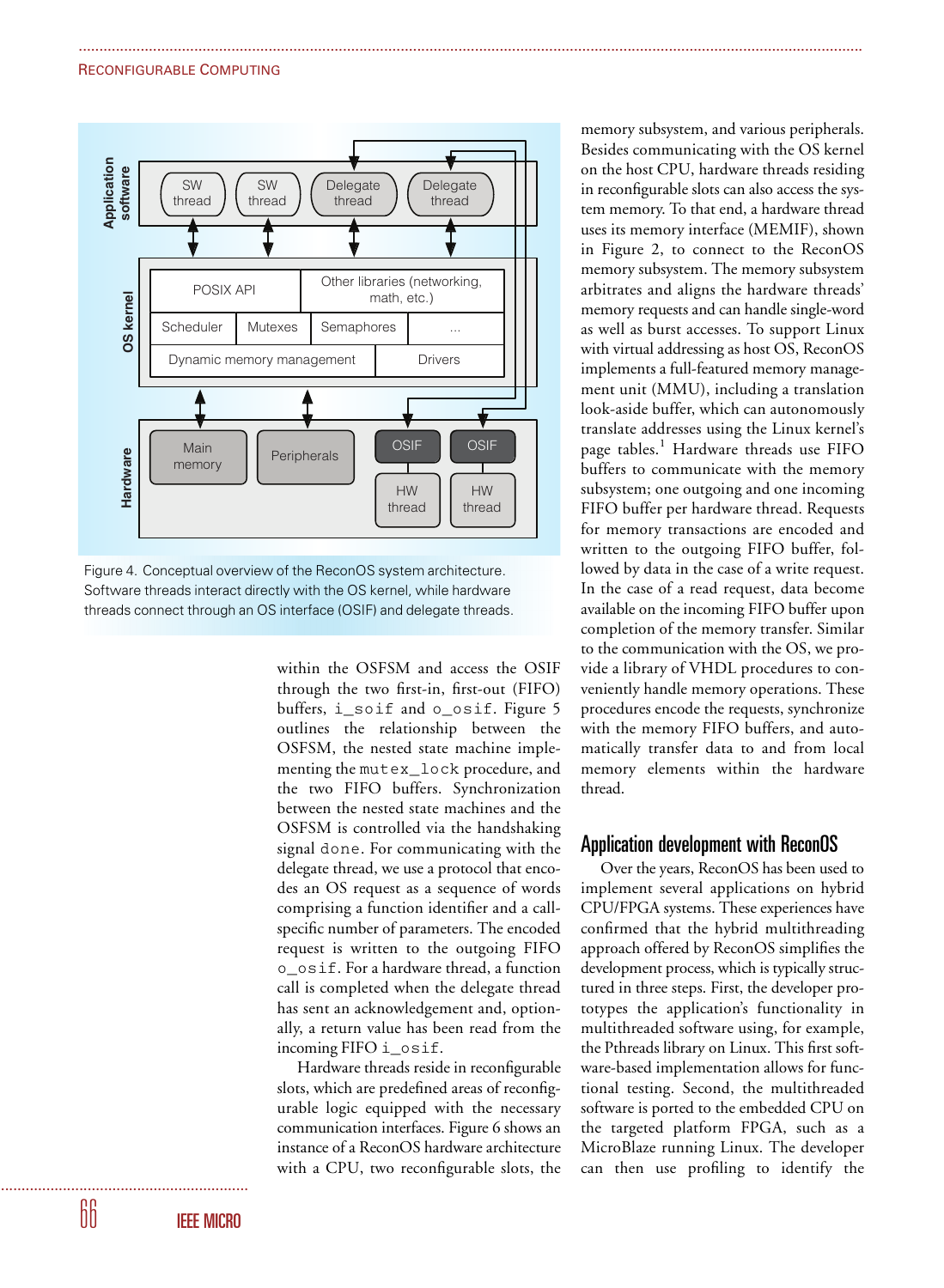Figure 4. Conceptual overview of the ReconOS system architecture. Software threads interact directly with the OS kernel, while hardware threads connect through an OS interface (OSIF) and delegate threads.

within the OSFSM and access the OSIF through the two first-in, first-out (FIFO) buffers, `i_soif` and `o_osif`. Figure 5 outlines the relationship between the OSFSM, the nested state machine implementing the `mutex_lock` procedure, and the two FIFO buffers. Synchronization between the nested state machines and the OSFSM is controlled via the handshaking signal `done`. For communicating with the delegate thread, we use a protocol that encodes an OS request as a sequence of words comprising a function identifier and a call-specific number of parameters. The encoded request is written to the outgoing FIFO `o_osif`. For a hardware thread, a function call is completed when the delegate thread has sent an acknowledgement and, optionally, a return value has been read from the incoming FIFO `i_osif`.

Hardware threads reside in reconfigurable slots, which are predefined areas of reconfigurable logic equipped with the necessary communication interfaces. Figure 6 shows an instance of a ReconOS hardware architecture with a CPU, two reconfigurable slots, the memory subsystem, and various peripherals. Besides communicating with the OS kernel on the host CPU, hardware threads residing in reconfigurable slots can also access the system memory. To that end, a hardware thread uses its memory interface (MEMIF), shown in Figure 2, to connect to the ReconOS memory subsystem. The memory subsystem arbitrates and aligns the hardware threads' memory requests and can handle single-word as well as burst accesses. To support Linux with virtual addressing as host OS, ReconOS implements a full-featured memory management unit (MMU), including a translation look-aside buffer, which can autonomously translate addresses using the Linux kernel's page tables.[1] Hardware threads use FIFO buffers to communicate with the memory subsystem; one outgoing and one incoming FIFO buffer per hardware thread. Requests for memory transactions are encoded and written to the outgoing FIFO buffer, followed by data in the case of a write request. In the case of a read request, data become available on the incoming FIFO buffer upon completion of the memory transfer. Similar to the communication with the OS, we provide a library of VHDL procedures to conveniently handle memory operations. These procedures encode the requests, synchronize with the memory FIFO buffers, and automatically transfer data to and from local memory elements within the hardware thread.

## Application development with ReconOS

Over the years, ReconOS has been used to implement several applications on hybrid CPU/FPGA systems. These experiences have confirmed that the hybrid multithreading approach offered by ReconOS simplifies the development process, which is typically structured in three steps. First, the developer prototypes the application's functionality in multithreaded software using, for example, the Pthreads library on Linux. This first software-based implementation allows for functional testing. Second, the multithreaded software is ported to the embedded CPU on the targeted platform FPGA, such as a MicroBlaze running Linux. The developer can then use profiling to identify the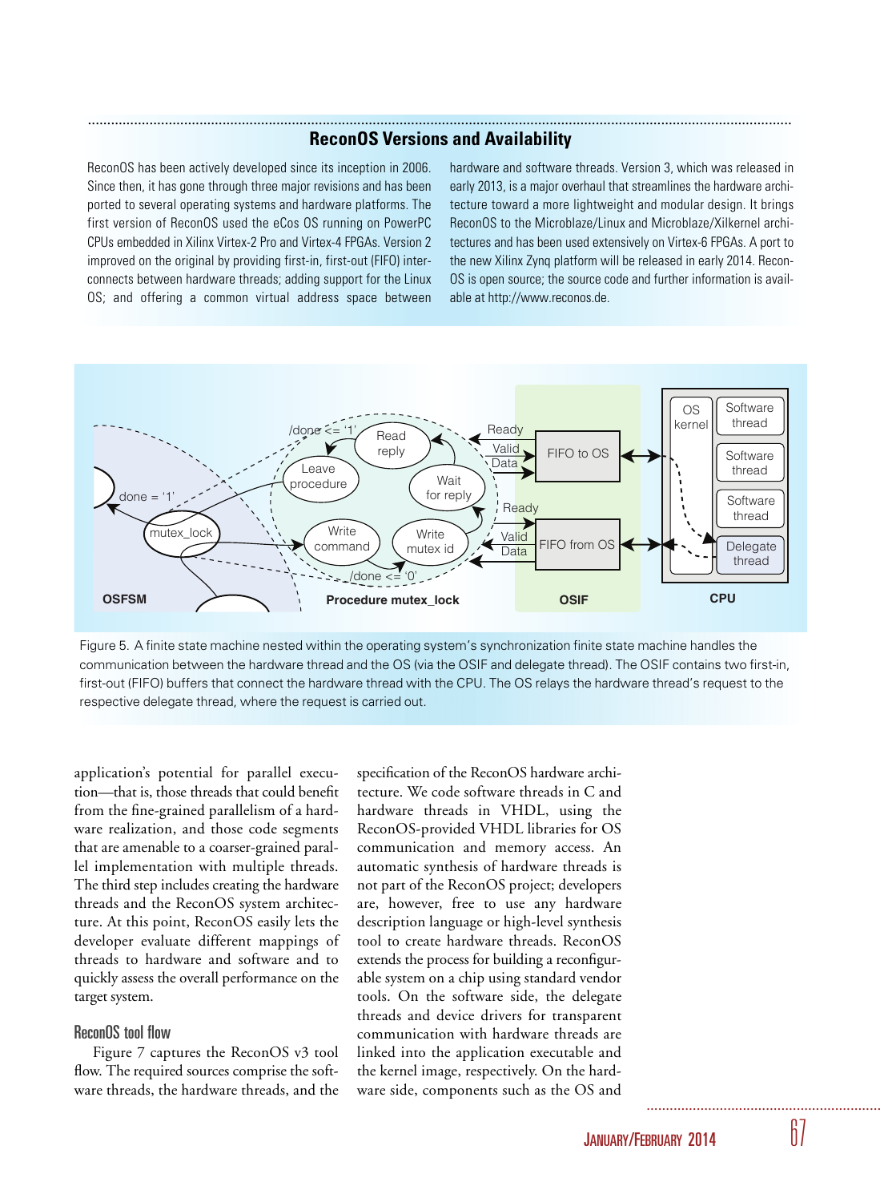## ReconOS Versions and Availability

ReconOS has been actively developed since its inception in 2006. Since then, it has gone through three major revisions and has been ported to several operating systems and hardware platforms. The first version of ReconOS used the eCos OS running on PowerPC CPUs embedded in Xilinx Virtex-2 Pro and Virtex-4 FPGAs. Version 2 improved on the original by providing first-in, first-out (FIFO) interconnects between hardware threads; adding support for the Linux OS; and offering a common virtual address space between hardware and software threads. Version 3, which was released in early 2013, is a major overhaul that streamlines the hardware architecture toward a more lightweight and modular design. It brings ReconOS to the Microblaze/Linux and Microblaze/Xilkernel architectures and has been used extensively on Virtex-6 FPGAs. A port to the new Xilinx Zynq platform will be released in early 2014. ReconOS is open source; the source code and further information is available at http://www.reconos.de.

/done <= '1'
Read reply
Leave procedure
Wait for reply
done = '1'
mutex_lock
Write command
Write mutex id
/done <= '0'
Ready
Valid
Data
FIFO to OS
Ready
Valid
Data
FIFO from OS
OS kernel
Software thread
Software thread
Software thread
Delegate thread
OSFSM
Procedure mutex_lock
OSIF
CPU

Figure 5. A finite state machine nested within the operating system's synchronization finite state machine handles the communication between the hardware thread and the OS (via the OSIF and delegate thread). The OSIF contains two first-in, first-out (FIFO) buffers that connect the hardware thread with the CPU. The OS relays the hardware thread's request to the respective delegate thread, where the request is carried out.

application's potential for parallel execution—that is, those threads that could benefit from the fine-grained parallelism of a hardware realization, and those code segments that are amenable to a coarser-grained parallel implementation with multiple threads. The third step includes creating the hardware threads and the ReconOS system architecture. At this point, ReconOS easily lets the developer evaluate different mappings of threads to hardware and software and to quickly assess the overall performance on the target system.

### ReconOS tool flow

Figure 7 captures the ReconOS v3 tool flow. The required sources comprise the software threads, the hardware threads, and the specification of the ReconOS hardware architecture. We code software threads in C and hardware threads in VHDL, using the ReconOS-provided VHDL libraries for OS communication and memory access. An automatic synthesis of hardware threads is not part of the ReconOS project; developers are, however, free to use any hardware description language or high-level synthesis tool to create hardware threads. ReconOS extends the process for building a reconfigurable system on a chip using standard vendor tools. On the software side, the delegate threads and device drivers for transparent communication with hardware threads are linked into the application executable and the kernel image, respectively. On the hardware side, components such as the OS and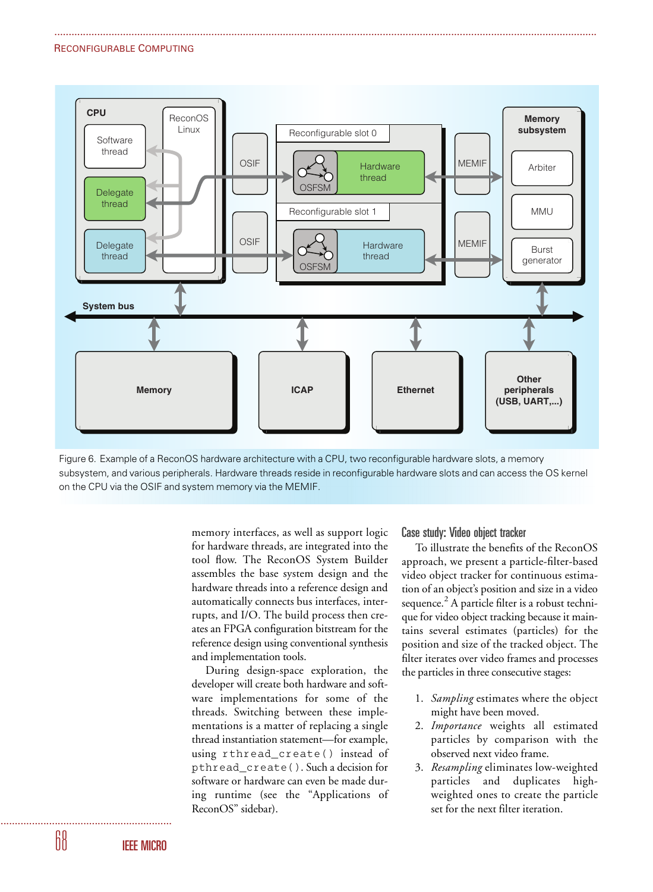Figure 6. Example of a ReconOS hardware architecture with a CPU, two reconfigurable hardware slots, a memory subsystem, and various peripherals. Hardware threads reside in reconfigurable hardware slots and can access the OS kernel on the CPU via the OSIF and system memory via the MEMIF.

memory interfaces, as well as support logic for hardware threads, are integrated into the tool flow. The ReconOS System Builder assembles the base system design and the hardware threads into a reference design and automatically connects bus interfaces, interrupts, and I/O. The build process then creates an FPGA configuration bitstream for the reference design using conventional synthesis and implementation tools.

During design-space exploration, the developer will create both hardware and software implementations for some of the threads. Switching between these implementations is a matter of replacing a single thread instantiation statement—for example, using `rthread_create()` instead of `pthread_create()`. Such a decision for software or hardware can even be made during runtime (see the "Applications of ReconOS" sidebar).

## Case study: Video object tracker

To illustrate the benefits of the ReconOS approach, we present a particle-filter-based video object tracker for continuous estimation of an object's position and size in a video sequence.[2] A particle filter is a robust technique for video object tracking because it maintains several estimates (particles) for the position and size of the tracked object. The filter iterates over video frames and processes the particles in three consecutive stages:

1. *Sampling* estimates where the object might have been moved.
2. *Importance* weights all estimated particles by comparison with the observed next video frame.
3. *Resampling* eliminates low-weighted particles and duplicates high-weighted ones to create the particle set for the next filter iteration.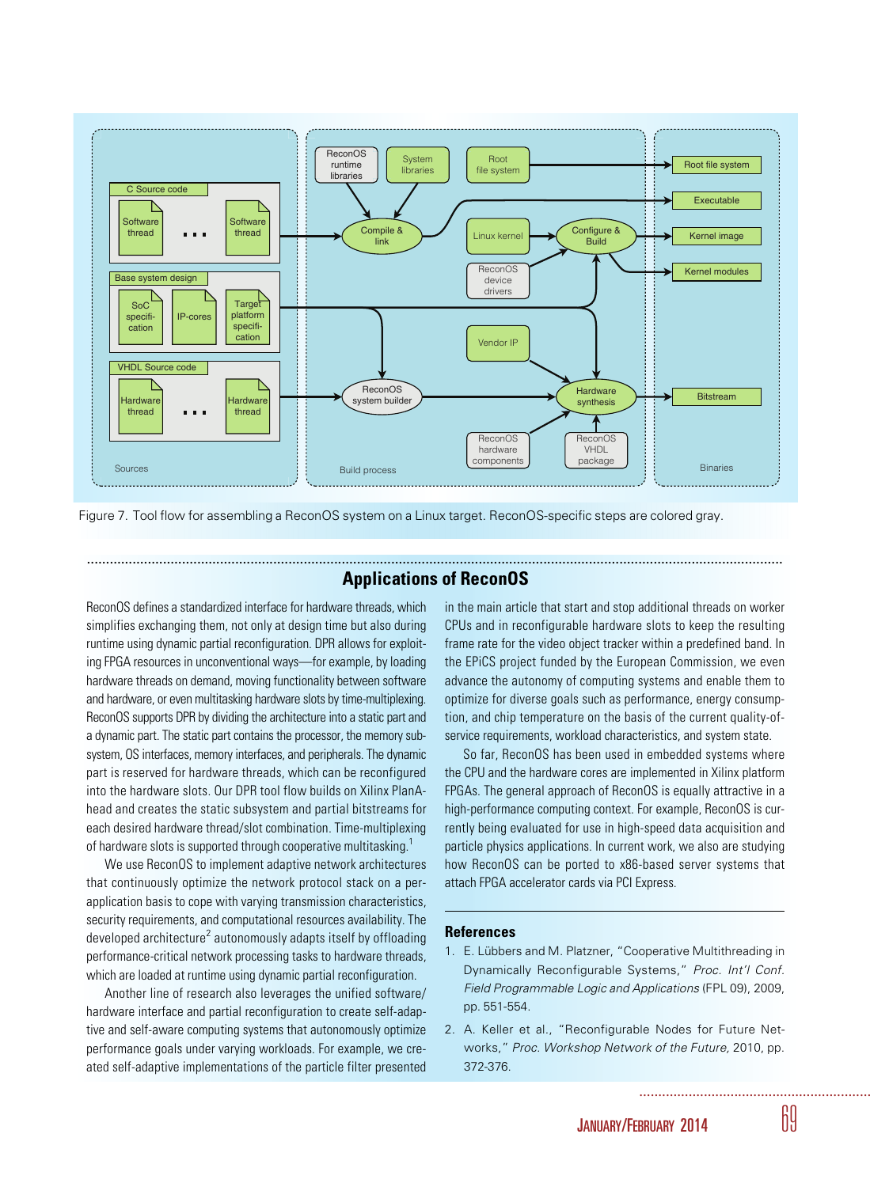Figure 7. Tool flow for assembling a ReconOS system on a Linux target. ReconOS-specific steps are colored gray.

## Applications of ReconOS

ReconOS defines a standardized interface for hardware threads, which simplifies exchanging them, not only at design time but also during runtime using dynamic partial reconfiguration. DPR allows for exploiting FPGA resources in unconventional ways—for example, by loading hardware threads on demand, moving functionality between software and hardware, or even multitasking hardware slots by time-multiplexing. ReconOS supports DPR by dividing the architecture into a static part and a dynamic part. The static part contains the processor, the memory subsystem, OS interfaces, memory interfaces, and peripherals. The dynamic part is reserved for hardware threads, which can be reconfigured into the hardware slots. Our DPR tool flow builds on Xilinx PlanAhead and creates the static subsystem and partial bitstreams for each desired hardware thread/slot combination. Time-multiplexing of hardware slots is supported through cooperative multitasking.[1]

We use ReconOS to implement adaptive network architectures that continuously optimize the network protocol stack on a per-application basis to cope with varying transmission characteristics, security requirements, and computational resources availability. The developed architecture[2] autonomously adapts itself by offloading performance-critical network processing tasks to hardware threads, which are loaded at runtime using dynamic partial reconfiguration.

Another line of research also leverages the unified software/hardware interface and partial reconfiguration to create self-adaptive and self-aware computing systems that autonomously optimize performance goals under varying workloads. For example, we created self-adaptive implementations of the particle filter presented in the main article that start and stop additional threads on worker CPUs and in reconfigurable hardware slots to keep the resulting frame rate for the video object tracker within a predefined band. In the EPiCS project funded by the European Commission, we even advance the autonomy of computing systems and enable them to optimize for diverse goals such as performance, energy consumption, and chip temperature on the basis of the current quality-of-service requirements, workload characteristics, and system state.

So far, ReconOS has been used in embedded systems where the CPU and the hardware cores are implemented in Xilinx platform FPGAs. The general approach of ReconOS is equally attractive in a high-performance computing context. For example, ReconOS is currently being evaluated for use in high-speed data acquisition and particle physics applications. In current work, we also are studying how ReconOS can be ported to x86-based server systems that attach FPGA accelerator cards via PCI Express.

### References

1. E. Lübbers and M. Platzner, "Cooperative Multithreading in Dynamically Reconfigurable Systems," *Proc. Int'l Conf. Field Programmable Logic and Applications* (FPL 09), 2009, pp. 551-554.
2. A. Keller et al., "Reconfigurable Nodes for Future Networks," *Proc. Workshop Network of the Future,* 2010, pp. 372-376.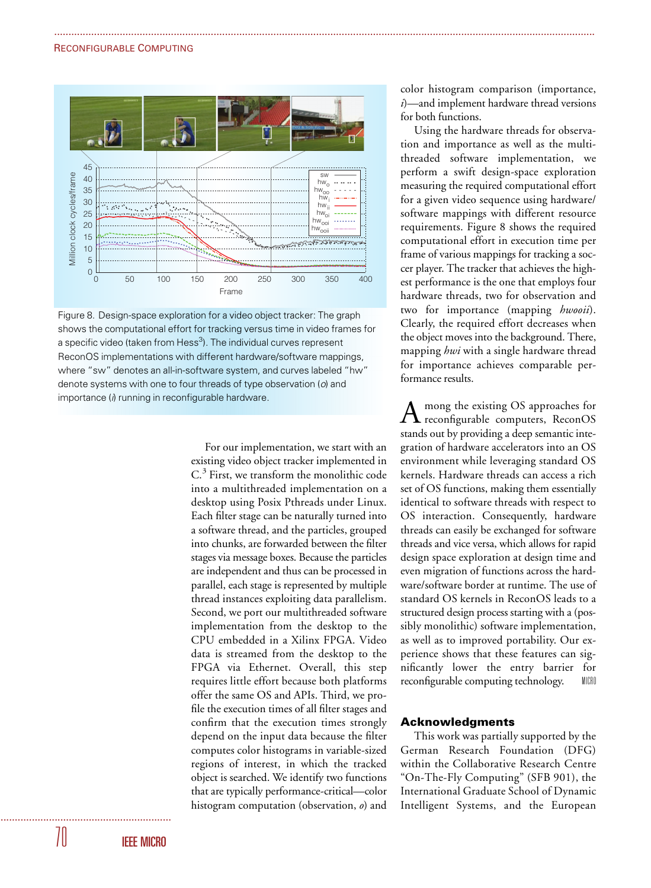45
40
35
30
25
20
15
10
5
0

Million clock cycles/frame

0 50 100 150 200 250 300 350 400

Frame

sw
$hw_o$
$hw_{oo}$
$hw_i$
$hw_{ii}$
$hw_{oi}$
$hw_{ooi}$
$hw_{ooii}$

Figure 8. Design-space exploration for a video object tracker: The graph shows the computational effort for tracking versus time in video frames for a specific video (taken from Hess[3]). The individual curves represent ReconOS implementations with different hardware/software mappings, where "sw" denotes an all-in-software system, and curves labeled "hw" denote systems with one to four threads of type observation (*o*) and importance (*i*) running in reconfigurable hardware.

For our implementation, we start with an existing video object tracker implemented in C.[3] First, we transform the monolithic code into a multithreaded implementation on a desktop using Posix Pthreads under Linux. Each filter stage can be naturally turned into a software thread, and the particles, grouped into chunks, are forwarded between the filter stages via message boxes. Because the particles are independent and thus can be processed in parallel, each stage is represented by multiple thread instances exploiting data parallelism. Second, we port our multithreaded software implementation from the desktop to the CPU embedded in a Xilinx FPGA. Video data is streamed from the desktop to the FPGA via Ethernet. Overall, this step requires little effort because both platforms offer the same OS and APIs. Third, we profile the execution times of all filter stages and confirm that the execution times strongly depend on the input data because the filter computes color histograms in variable-sized regions of interest, in which the tracked object is searched. We identify two functions that are typically performance-critical—color histogram computation (observation, *o*) and color histogram comparison (importance, *i*)—and implement hardware thread versions for both functions.

Using the hardware threads for observation and importance as well as the multithreaded software implementation, we perform a swift design-space exploration measuring the required computational effort for a given video sequence using hardware/software mappings with different resource requirements. Figure 8 shows the required computational effort in execution time per frame of various mappings for tracking a soccer player. The tracker that achieves the highest performance is the one that employs four hardware threads, two for observation and two for importance (mapping *hwooii*). Clearly, the required effort decreases when the object moves into the background. There, mapping *hwi* with a single hardware thread for importance achieves comparable performance results.

Among the existing OS approaches for reconfigurable computers, ReconOS stands out by providing a deep semantic integration of hardware accelerators into an OS environment while leveraging standard OS kernels. Hardware threads can access a rich set of OS functions, making them essentially identical to software threads with respect to OS interaction. Consequently, hardware threads can easily be exchanged for software threads and vice versa, which allows for rapid design space exploration at design time and even migration of functions across the hardware/software border at runtime. The use of standard OS kernels in ReconOS leads to a structured design process starting with a (possibly monolithic) software implementation, as well as to improved portability. Our experience shows that these features can significantly lower the entry barrier for reconfigurable computing technology. MICRO

## Acknowledgments

This work was partially supported by the German Research Foundation (DFG) within the Collaborative Research Centre "On-The-Fly Computing" (SFB 901), the International Graduate School of Dynamic Intelligent Systems, and the European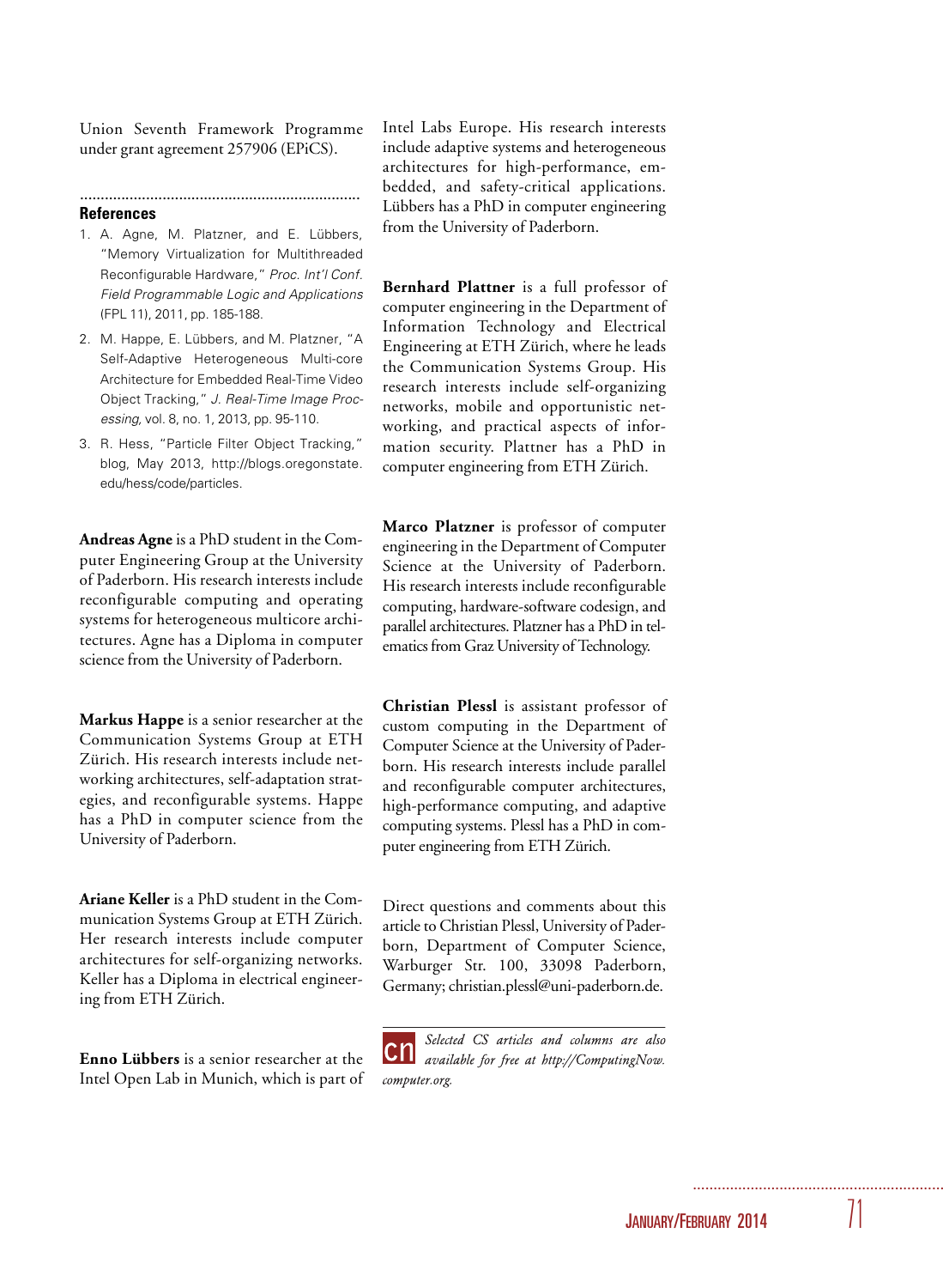Union Seventh Framework Programme under grant agreement 257906 (EPiCS).

## References

1. A. Agne, M. Platzner, and E. Lübbers, "Memory Virtualization for Multithreaded Reconfigurable Hardware," *Proc. Int'l Conf. Field Programmable Logic and Applications* (FPL 11), 2011, pp. 185-188.
2. M. Happe, E. Lübbers, and M. Platzner, "A Self-Adaptive Heterogeneous Multi-core Architecture for Embedded Real-Time Video Object Tracking," *J. Real-Time Image Processing*, vol. 8, no. 1, 2013, pp. 95-110.
3. R. Hess, "Particle Filter Object Tracking," blog, May 2013, http://blogs.oregonstate.edu/hess/code/particles.

**Andreas Agne** is a PhD student in the Computer Engineering Group at the University of Paderborn. His research interests include reconfigurable computing and operating systems for heterogeneous multicore architectures. Agne has a Diploma in computer science from the University of Paderborn.

**Markus Happe** is a senior researcher at the Communication Systems Group at ETH Zürich. His research interests include networking architectures, self-adaptation strategies, and reconfigurable systems. Happe has a PhD in computer science from the University of Paderborn.

**Ariane Keller** is a PhD student in the Communication Systems Group at ETH Zürich. Her research interests include computer architectures for self-organizing networks. Keller has a Diploma in electrical engineering from ETH Zürich.

**Enno Lübbers** is a senior researcher at the Intel Open Lab in Munich, which is part of Intel Labs Europe. His research interests include adaptive systems and heterogeneous architectures for high-performance, embedded, and safety-critical applications. Lübbers has a PhD in computer engineering from the University of Paderborn.

**Bernhard Plattner** is a full professor of computer engineering in the Department of Information Technology and Electrical Engineering at ETH Zürich, where he leads the Communication Systems Group. His research interests include self-organizing networks, mobile and opportunistic networking, and practical aspects of information security. Plattner has a PhD in computer engineering from ETH Zürich.

**Marco Platzner** is professor of computer engineering in the Department of Computer Science at the University of Paderborn. His research interests include reconfigurable computing, hardware-software codesign, and parallel architectures. Platzner has a PhD in telematics from Graz University of Technology.

**Christian Plessl** is assistant professor of custom computing in the Department of Computer Science at the University of Paderborn. His research interests include parallel and reconfigurable computer architectures, high-performance computing, and adaptive computing systems. Plessl has a PhD in computer engineering from ETH Zürich.

Direct questions and comments about this article to Christian Plessl, University of Paderborn, Department of Computer Science, Warburger Str. 100, 33098 Paderborn, Germany; christian.plessl@uni-paderborn.de.

*Selected CS articles and columns are also available for free at http://ComputingNow.computer.org.*